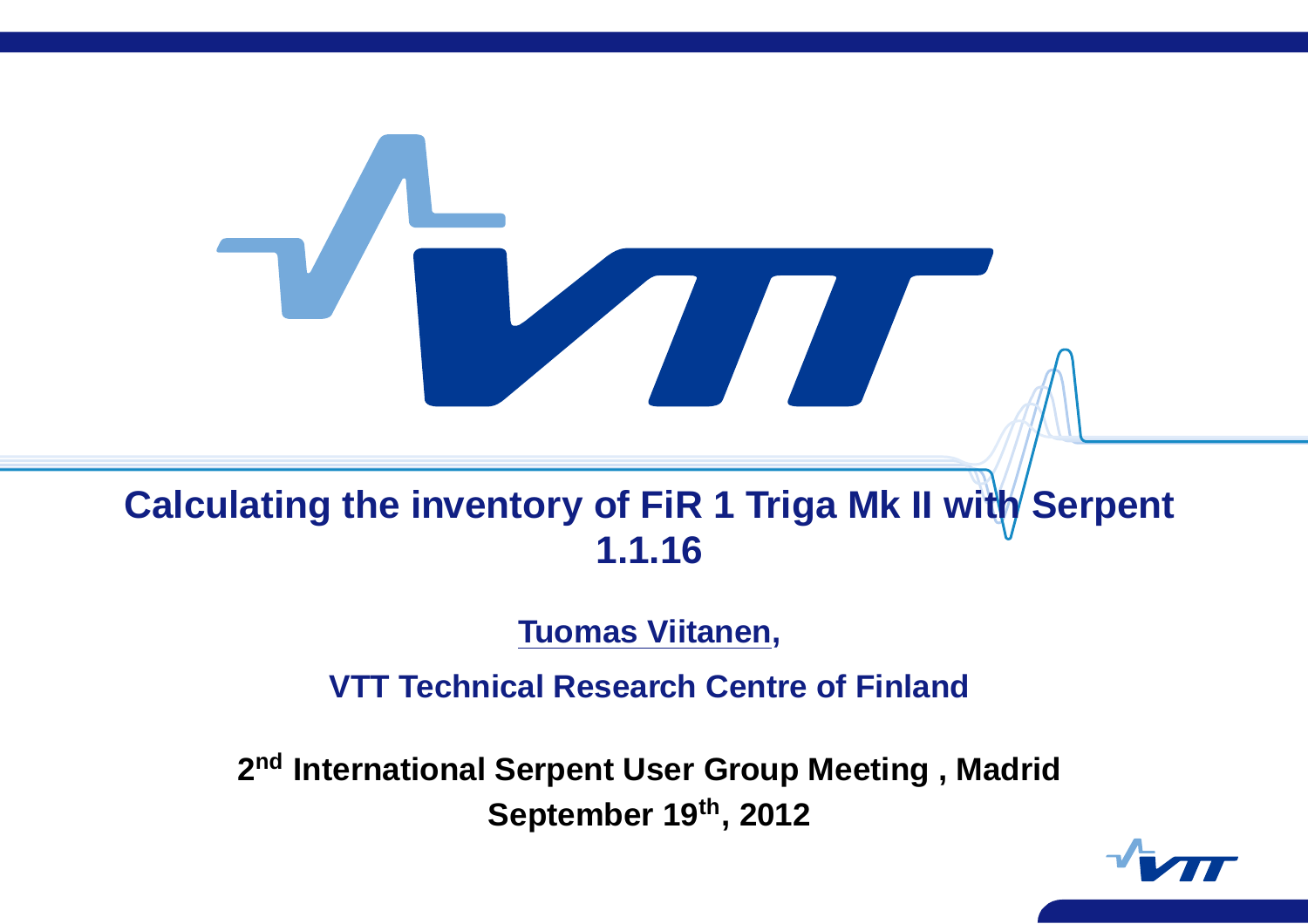# Calculating the inventory of FiR 1 Triga Mk II with Serpent 1.1.16

Tuomas Viitanen,

**VTT Technical Research Centre of Finland**

**2nd International Serpent User Group Meeting , Madrid**
**September 19th, 2012**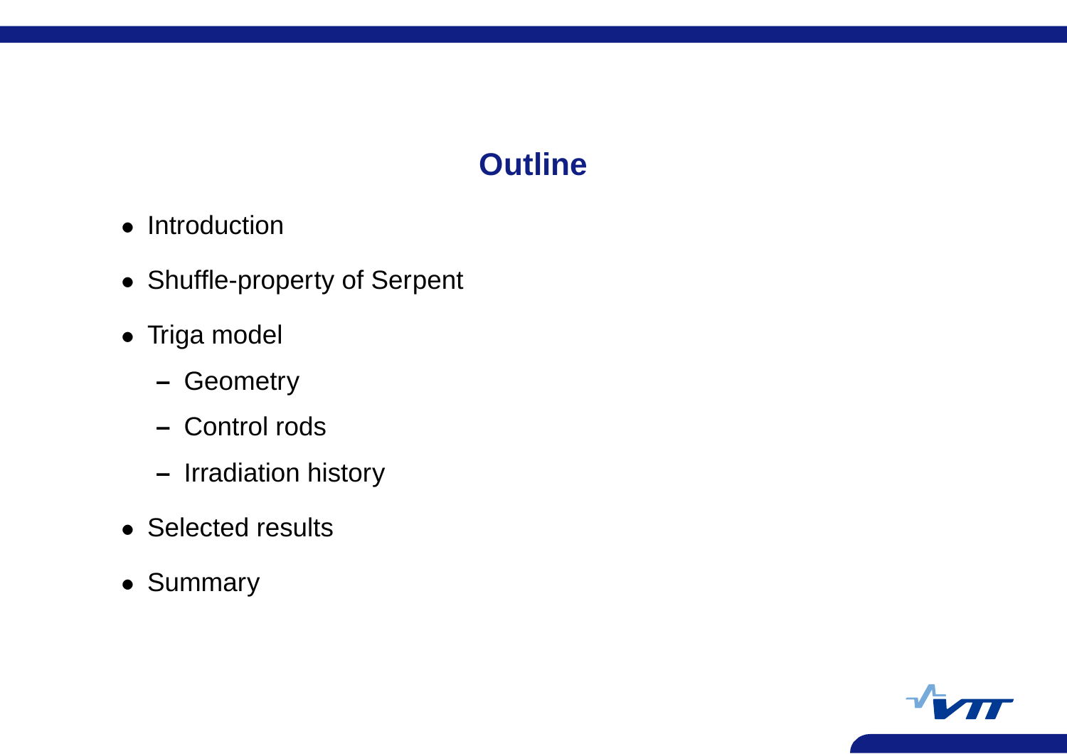# Outline

- Introduction
- Shuffle-property of Serpent
- Triga model
  - Geometry
  - Control rods
  - Irradiation history
- Selected results
- Summary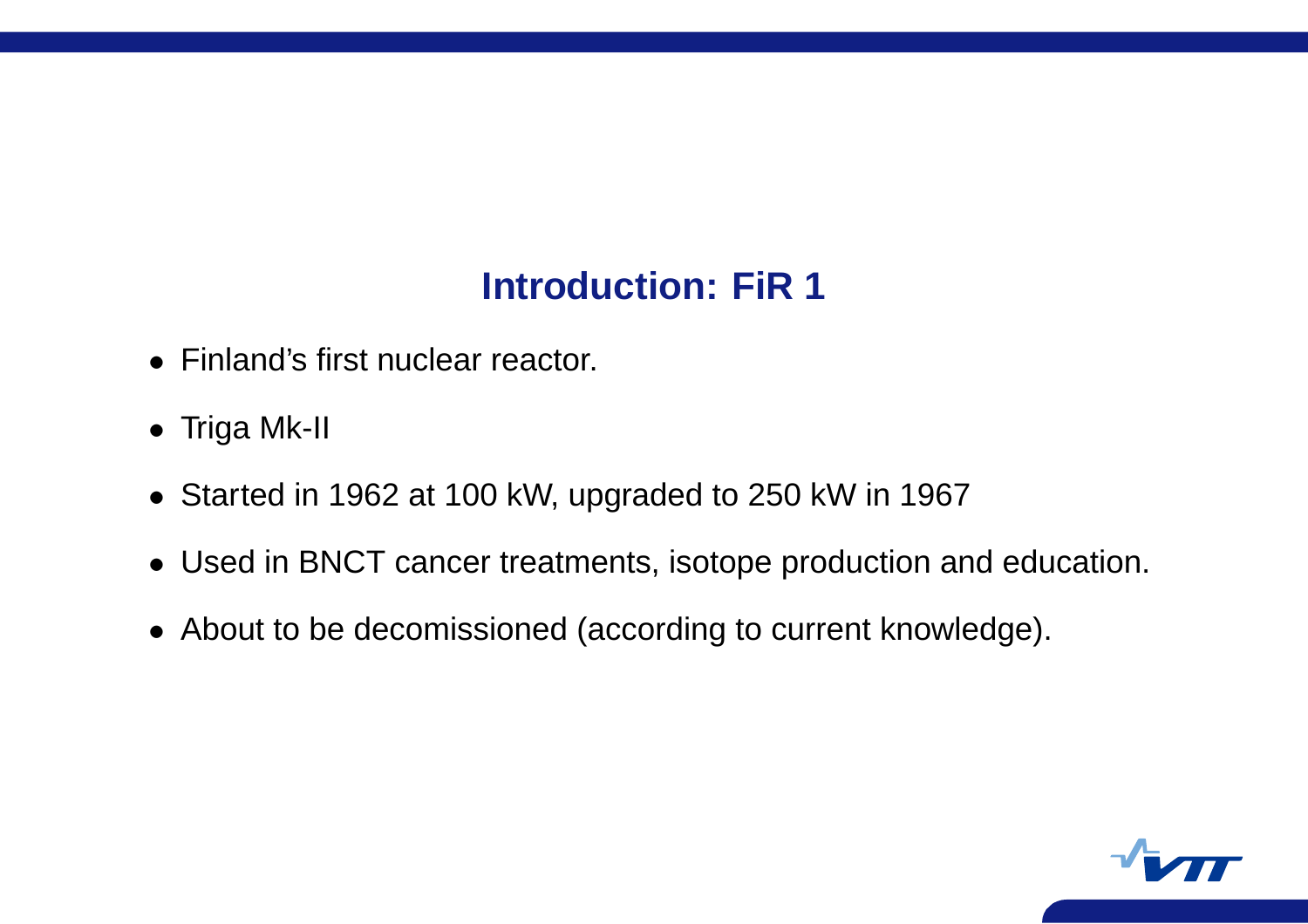## Introduction: FiR 1

- Finland's first nuclear reactor.
- Triga Mk-II
- Started in 1962 at 100 kW, upgraded to 250 kW in 1967
- Used in BNCT cancer treatments, isotope production and education.
- About to be decomissioned (according to current knowledge).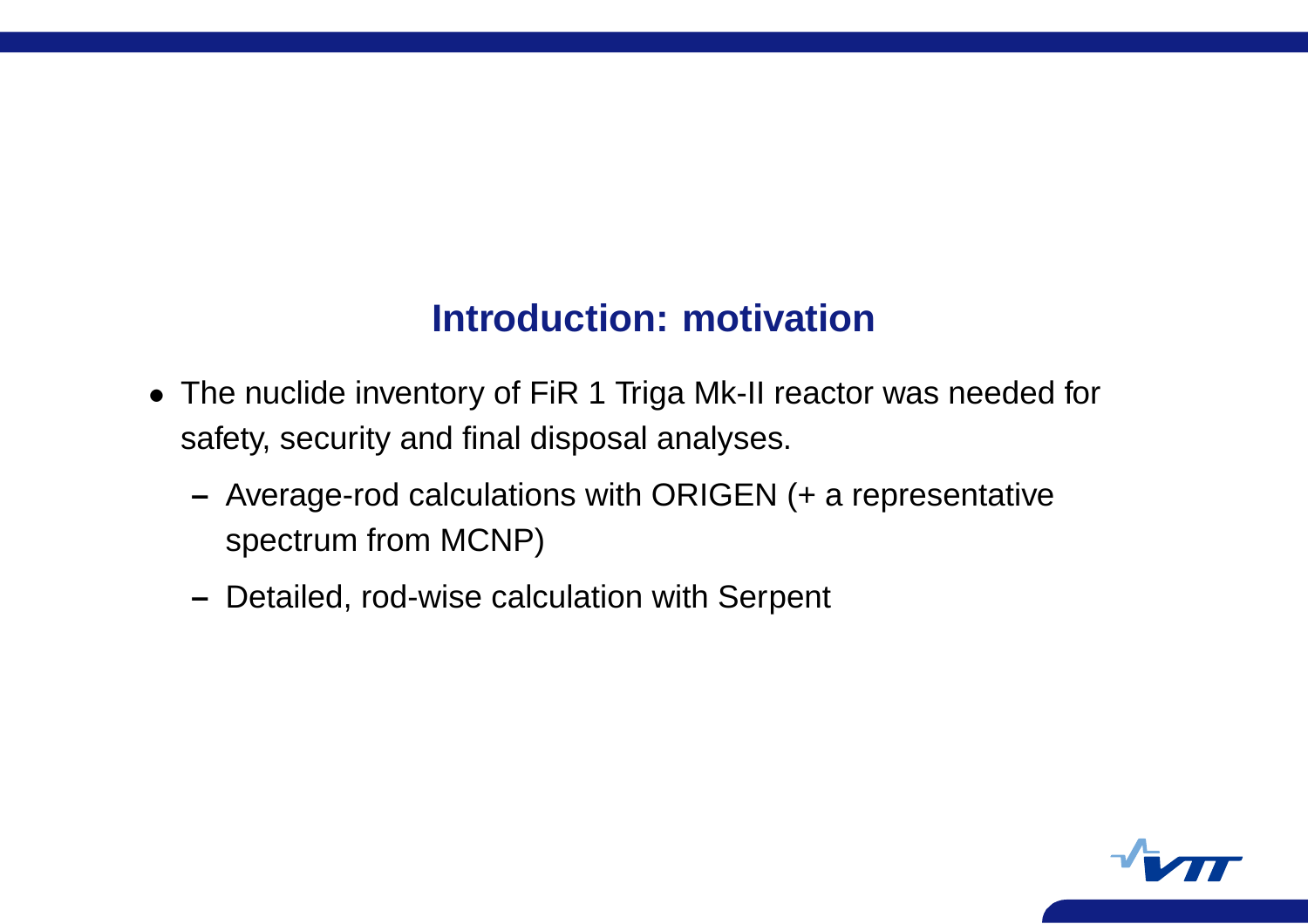## Introduction: motivation

- The nuclide inventory of FiR 1 Triga Mk-II reactor was needed for safety, security and final disposal analyses.
  - Average-rod calculations with ORIGEN (+ a representative spectrum from MCNP)
  - Detailed, rod-wise calculation with Serpent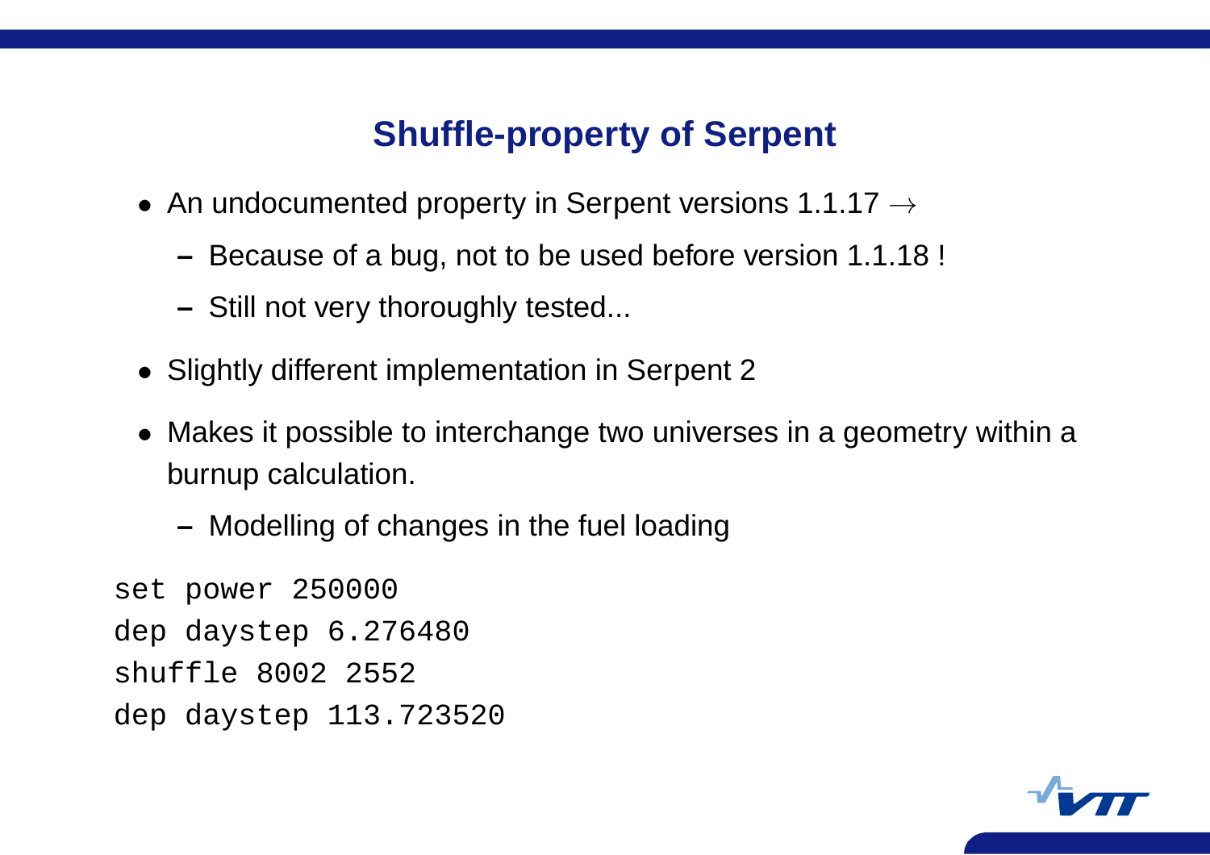## Shuffle-property of Serpent

- An undocumented property in Serpent versions 1.1.17 $\rightarrow$
  - Because of a bug, not to be used before version 1.1.18 !
  - Still not very thoroughly tested...
- Slightly different implementation in Serpent 2
- Makes it possible to interchange two universes in a geometry within a burnup calculation.
  - Modelling of changes in the fuel loading

```
set power 250000
dep daystep 6.276480
shuffle 8002 2552
dep daystep 113.723520
```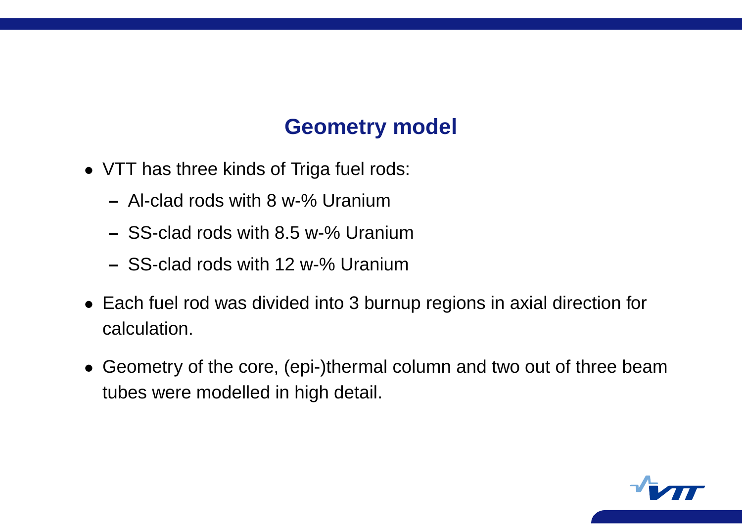## Geometry model

- VTT has three kinds of Triga fuel rods:
  - Al-clad rods with 8 w-% Uranium
  - SS-clad rods with 8.5 w-% Uranium
  - SS-clad rods with 12 w-% Uranium
- Each fuel rod was divided into 3 burnup regions in axial direction for calculation.
- Geometry of the core, (epi-)thermal column and two out of three beam tubes were modelled in high detail.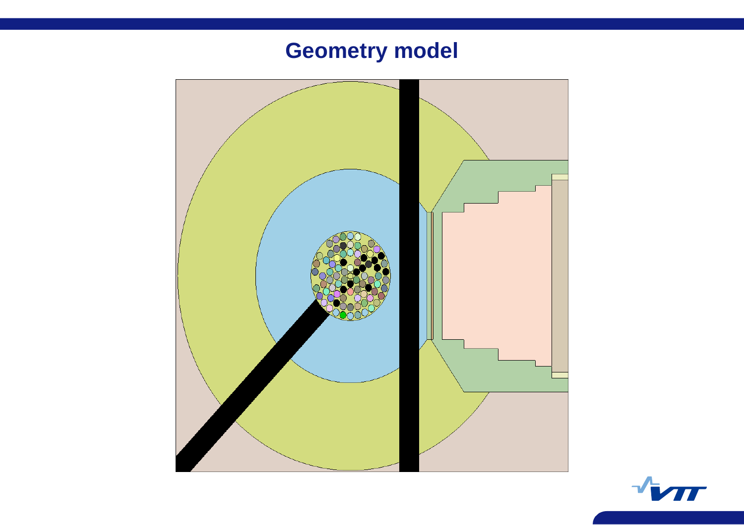# Geometry model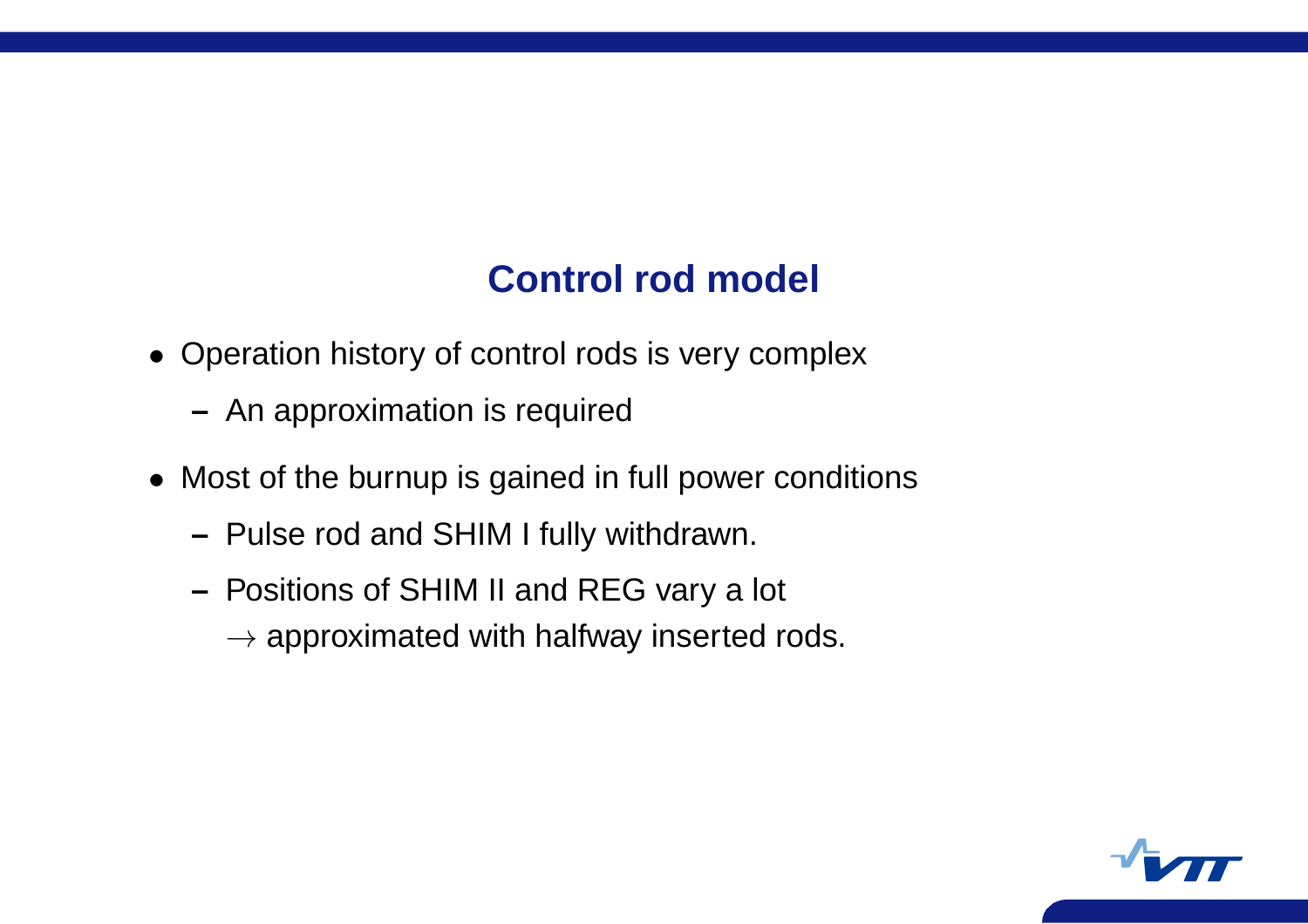# Control rod model

- Operation history of control rods is very complex
  - An approximation is required
- Most of the burnup is gained in full power conditions
  - Pulse rod and SHIM I fully withdrawn.
  - Positions of SHIM II and REG vary a lot
    $\rightarrow$ approximated with halfway inserted rods.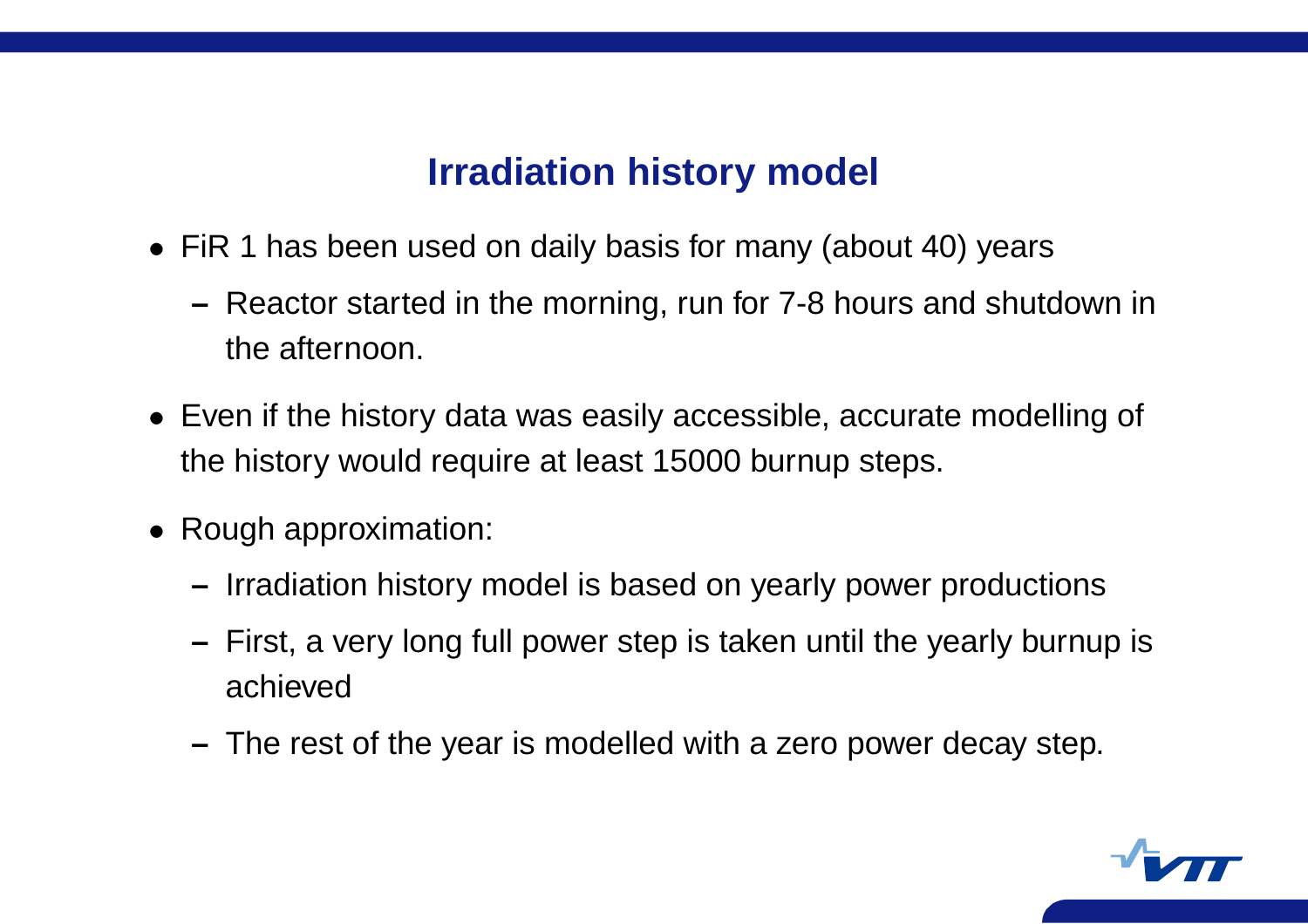# Irradiation history model

- FiR 1 has been used on daily basis for many (about 40) years
  - Reactor started in the morning, run for 7-8 hours and shutdown in the afternoon.
- Even if the history data was easily accessible, accurate modelling of the history would require at least 15000 burnup steps.
- Rough approximation:
  - Irradiation history model is based on yearly power productions
  - First, a very long full power step is taken until the yearly burnup is achieved
  - The rest of the year is modelled with a zero power decay step.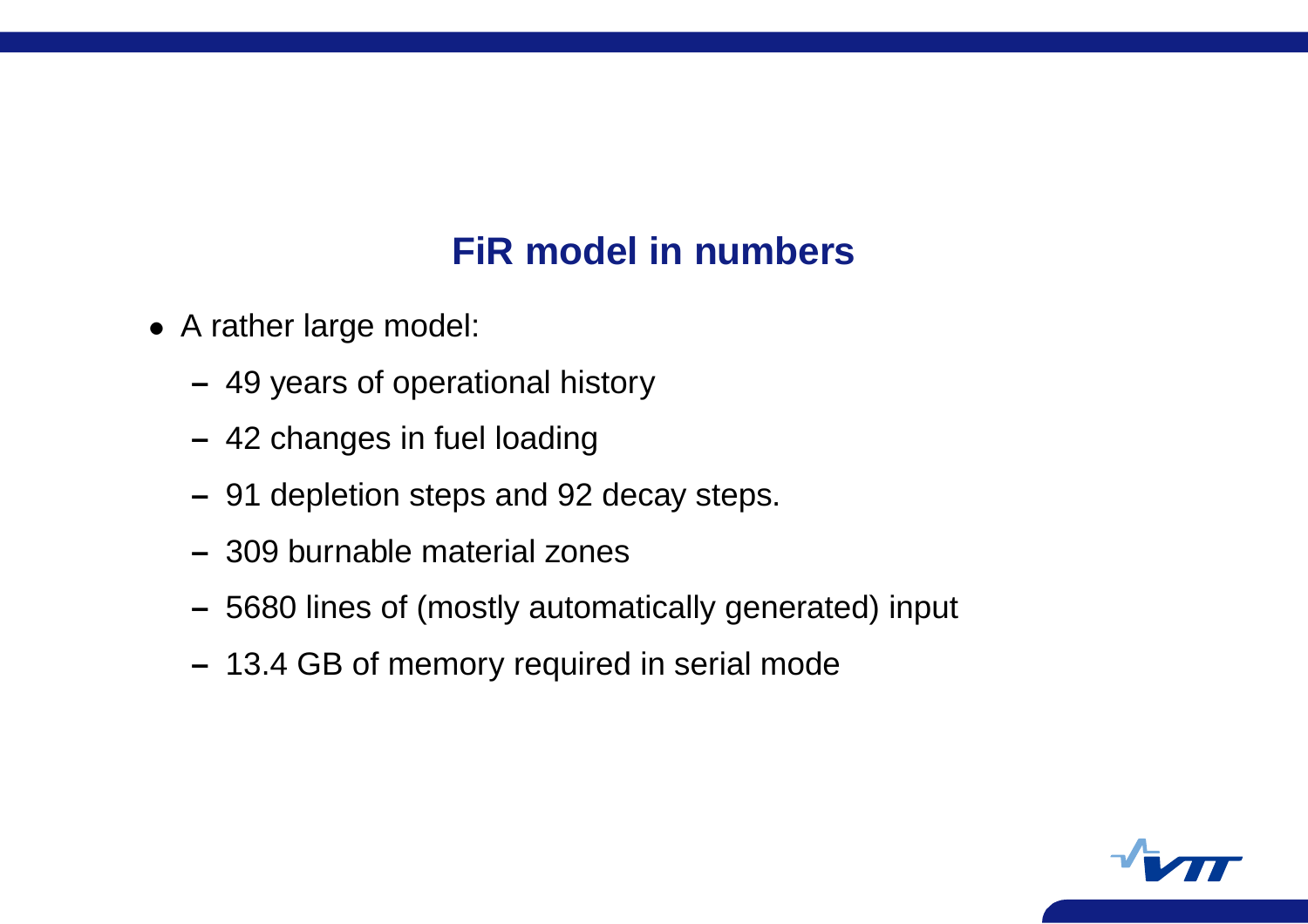## FiR model in numbers

- A rather large model:
  - 49 years of operational history
  - 42 changes in fuel loading
  - 91 depletion steps and 92 decay steps.
  - 309 burnable material zones
  - 5680 lines of (mostly automatically generated) input
  - 13.4 GB of memory required in serial mode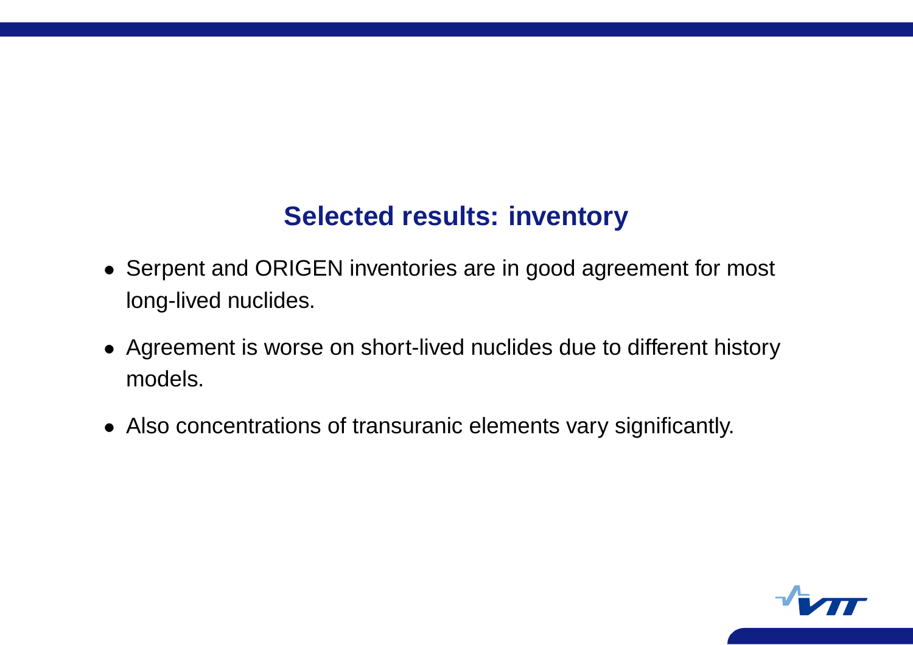## Selected results: inventory

- Serpent and ORIGEN inventories are in good agreement for most long-lived nuclides.
- Agreement is worse on short-lived nuclides due to different history models.
- Also concentrations of transuranic elements vary significantly.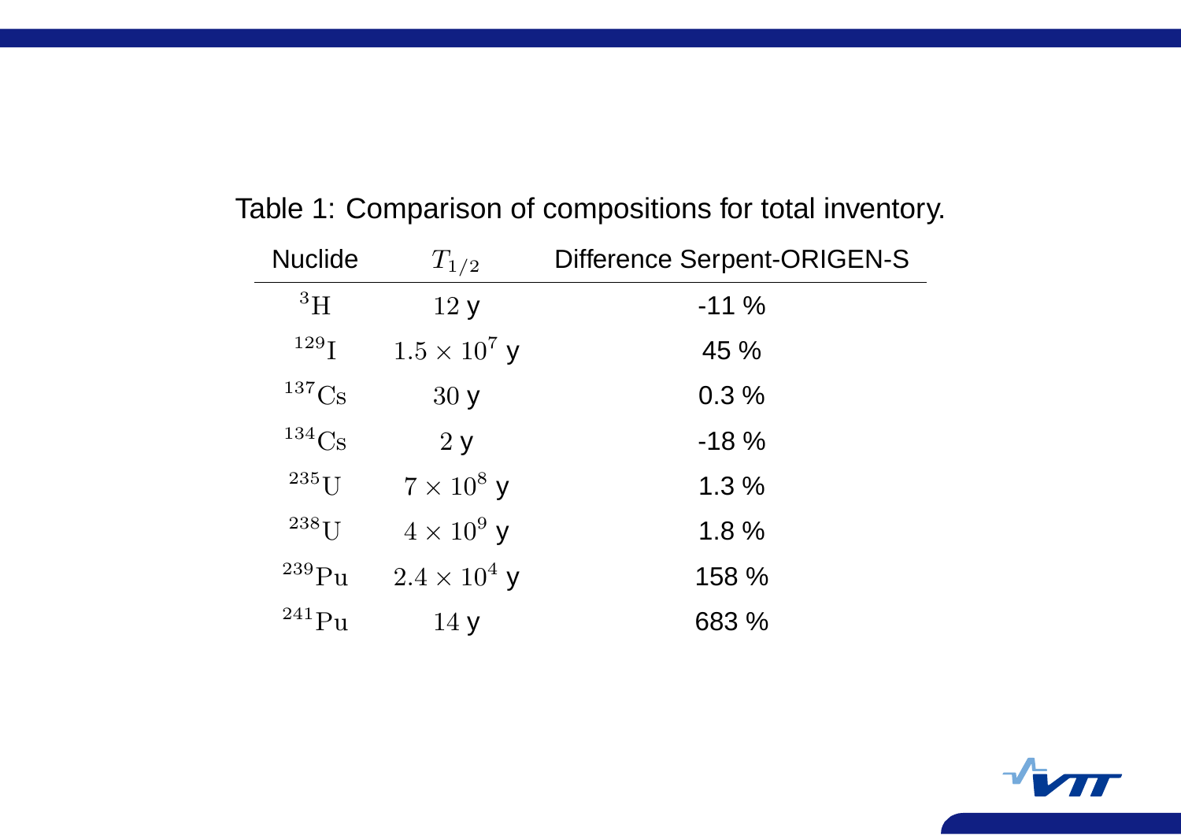Table 1: Comparison of compositions for total inventory.

| Nuclide | $T_{1/2}$ | Difference Serpent-ORIGEN-S |
|---|---|---|
| $^{3}$H | $12$ y | -11 % |
| $^{129}$I | $1.5 \times 10^{7}$ y | 45 % |
| $^{137}$Cs | $30$ y | 0.3 % |
| $^{134}$Cs | $2$ y | -18 % |
| $^{235}$U | $7 \times 10^{8}$ y | 1.3 % |
| $^{238}$U | $4 \times 10^{9}$ y | 1.8 % |
| $^{239}$Pu | $2.4 \times 10^{4}$ y | 158 % |
| $^{241}$Pu | $14$ y | 683 % |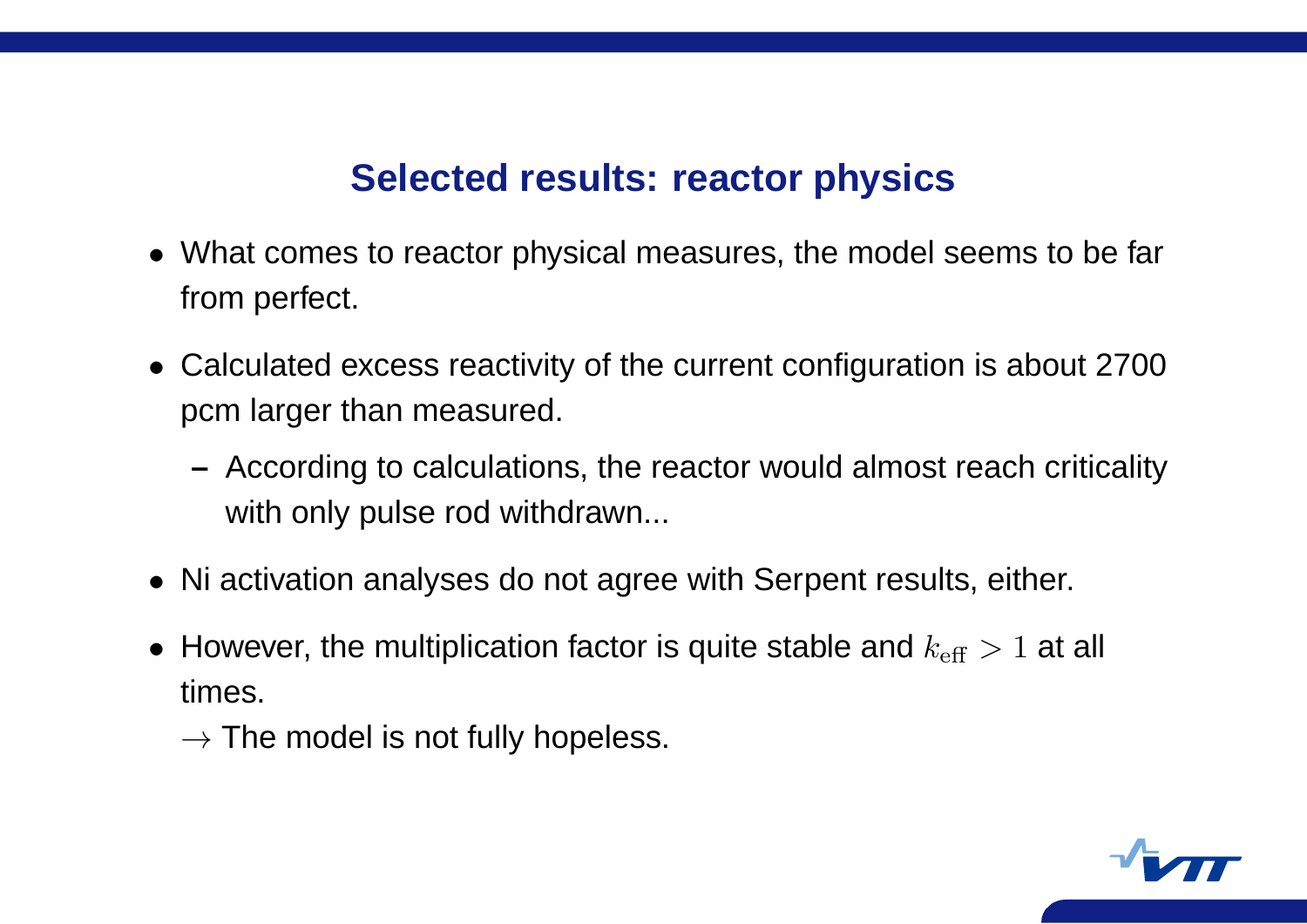## Selected results: reactor physics

- What comes to reactor physical measures, the model seems to be far from perfect.
- Calculated excess reactivity of the current configuration is about 2700 pcm larger than measured.
  - According to calculations, the reactor would almost reach criticality with only pulse rod withdrawn...
- Ni activation analyses do not agree with Serpent results, either.
- However, the multiplication factor is quite stable and $k_{\mathrm{eff}} > 1$ at all times.

  $\rightarrow$ The model is not fully hopeless.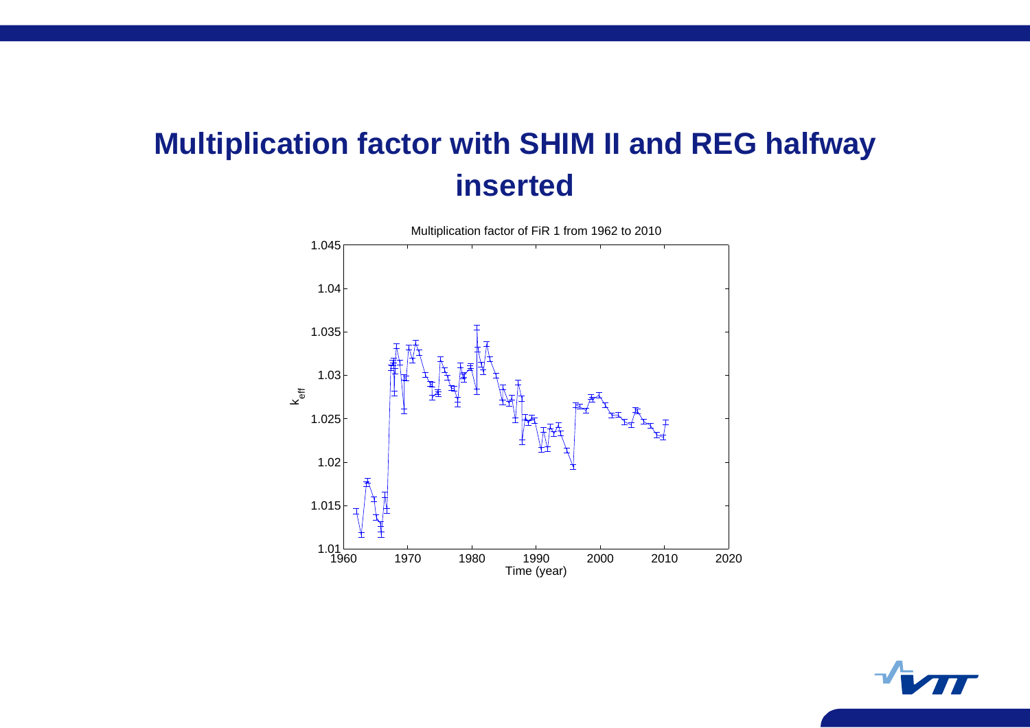# Multiplication factor with SHIM II and REG halfway inserted

Multiplication factor of FiR 1 from 1962 to 2010

$k_{eff}$

Time (year)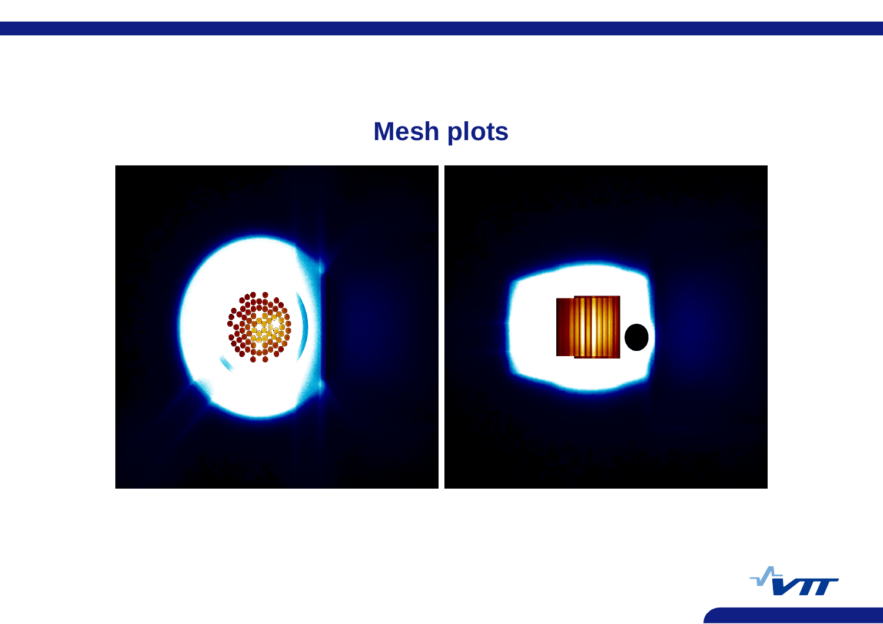# Mesh plots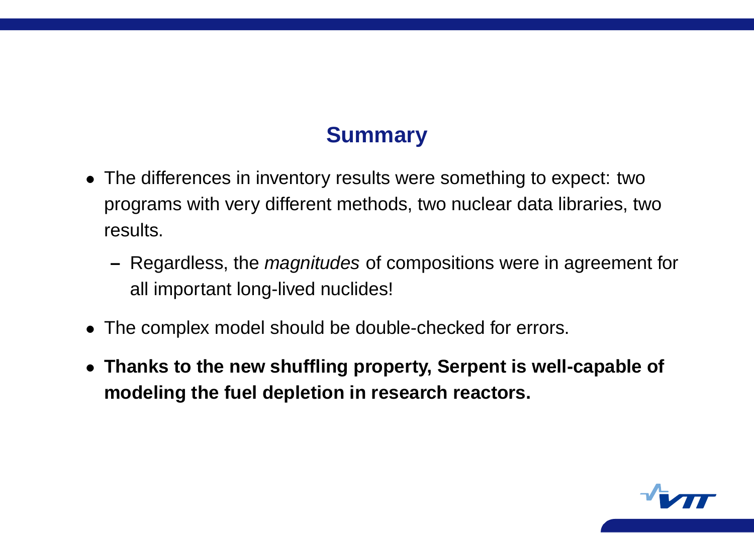## Summary

- The differences in inventory results were something to expect: two programs with very different methods, two nuclear data libraries, two results.
  - Regardless, the *magnitudes* of compositions were in agreement for all important long-lived nuclides!
- The complex model should be double-checked for errors.
- **Thanks to the new shuffling property, Serpent is well-capable of modeling the fuel depletion in research reactors.**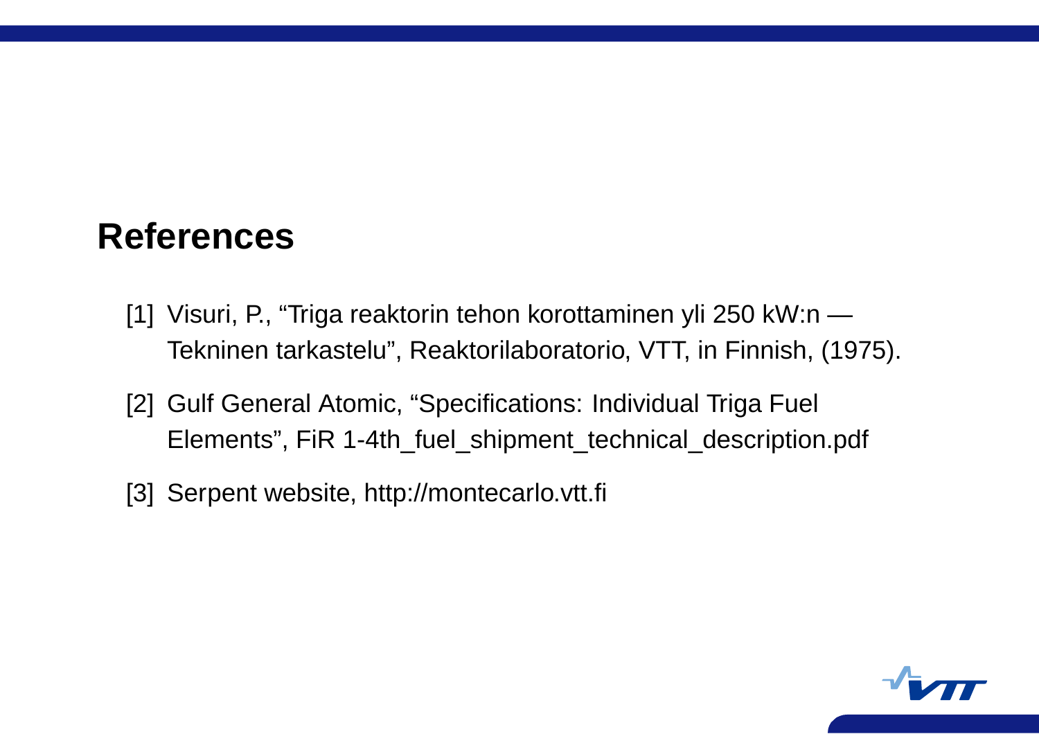# References

[1] Visuri, P., "Triga reaktorin tehon korottaminen yli 250 kW:n — Tekninen tarkastelu", Reaktorilaboratorio, VTT, in Finnish, (1975).

[2] Gulf General Atomic, "Specifications: Individual Triga Fuel Elements", FiR 1-4th_fuel_shipment_technical_description.pdf

[3] Serpent website, http://montecarlo.vtt.fi